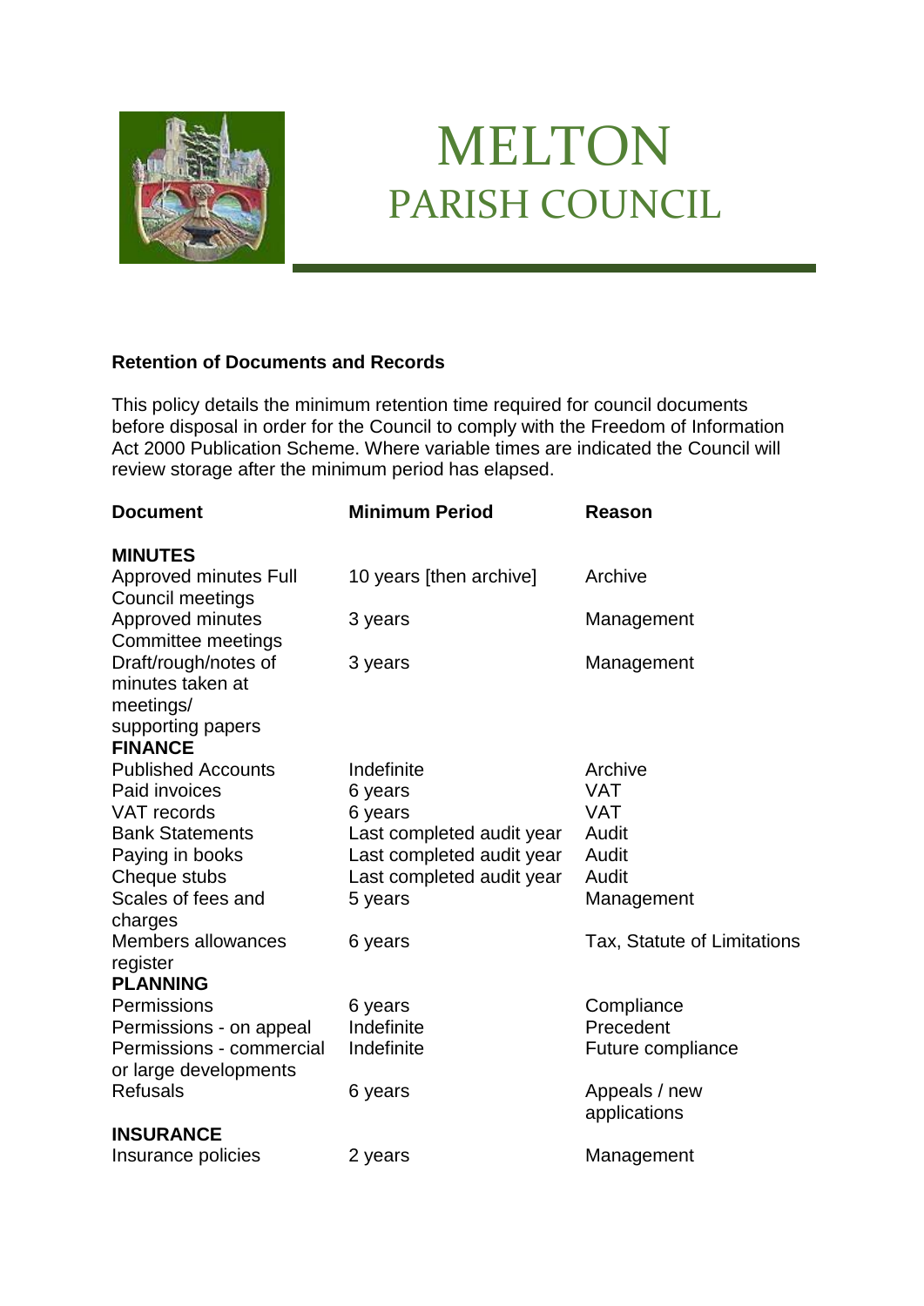# MELTON
## PARISH COUNCIL

**Retention of Documents and Records**

This policy details the minimum retention time required for council documents before disposal in order for the Council to comply with the Freedom of Information Act 2000 Publication Scheme. Where variable times are indicated the Council will review storage after the minimum period has elapsed.

| Document | Minimum Period | Reason |
|---|---|---|
| **MINUTES** | | |
| Approved minutes Full Council meetings | 10 years [then archive] | Archive |
| Approved minutes Committee meetings | 3 years | Management |
| Draft/rough/notes of minutes taken at meetings/ supporting papers | 3 years | Management |
| **FINANCE** | | |
| Published Accounts | Indefinite | Archive |
| Paid invoices | 6 years | VAT |
| VAT records | 6 years | VAT |
| Bank Statements | Last completed audit year | Audit |
| Paying in books | Last completed audit year | Audit |
| Cheque stubs | Last completed audit year | Audit |
| Scales of fees and charges | 5 years | Management |
| Members allowances register | 6 years | Tax, Statute of Limitations |
| **PLANNING** | | |
| Permissions | 6 years | Compliance |
| Permissions - on appeal | Indefinite | Precedent |
| Permissions - commercial or large developments | Indefinite | Future compliance |
| Refusals | 6 years | Appeals / new applications |
| **INSURANCE** | | |
| Insurance policies | 2 years | Management |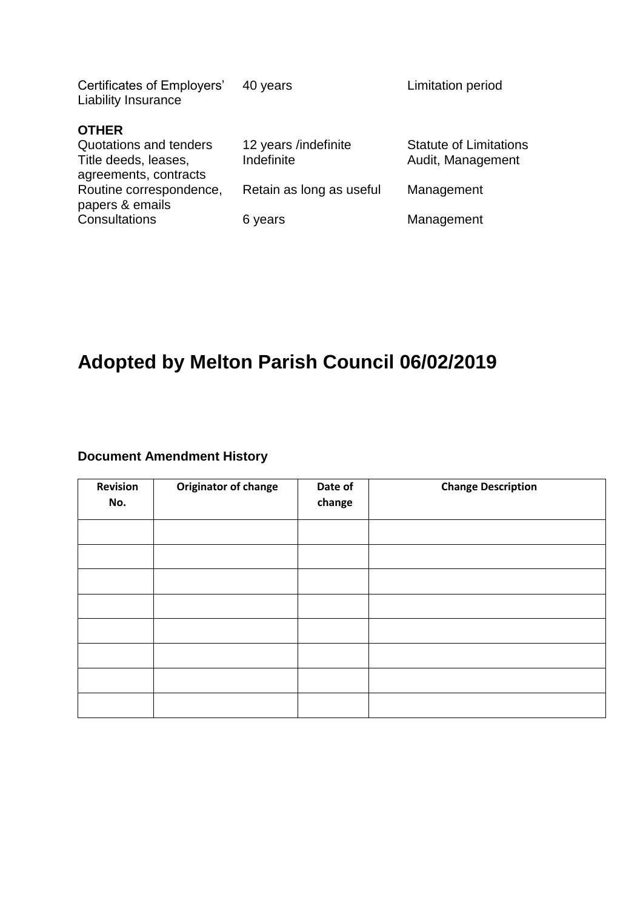| | | |
|---|---|---|
| Certificates of Employers' Liability Insurance | 40 years | Limitation period |
| **OTHER** | | |
| Quotations and tenders | 12 years /indefinite | Statute of Limitations |
| Title deeds, leases, agreements, contracts | Indefinite | Audit, Management |
| Routine correspondence, papers & emails | Retain as long as useful | Management |
| Consultations | 6 years | Management |

# Adopted by Melton Parish Council 06/02/2019

**Document Amendment History**

| Revision No. | Originator of change | Date of change | Change Description |
|---|---|---|---|
| | | | |
| | | | |
| | | | |
| | | | |
| | | | |
| | | | |
| | | | |
| | | | |